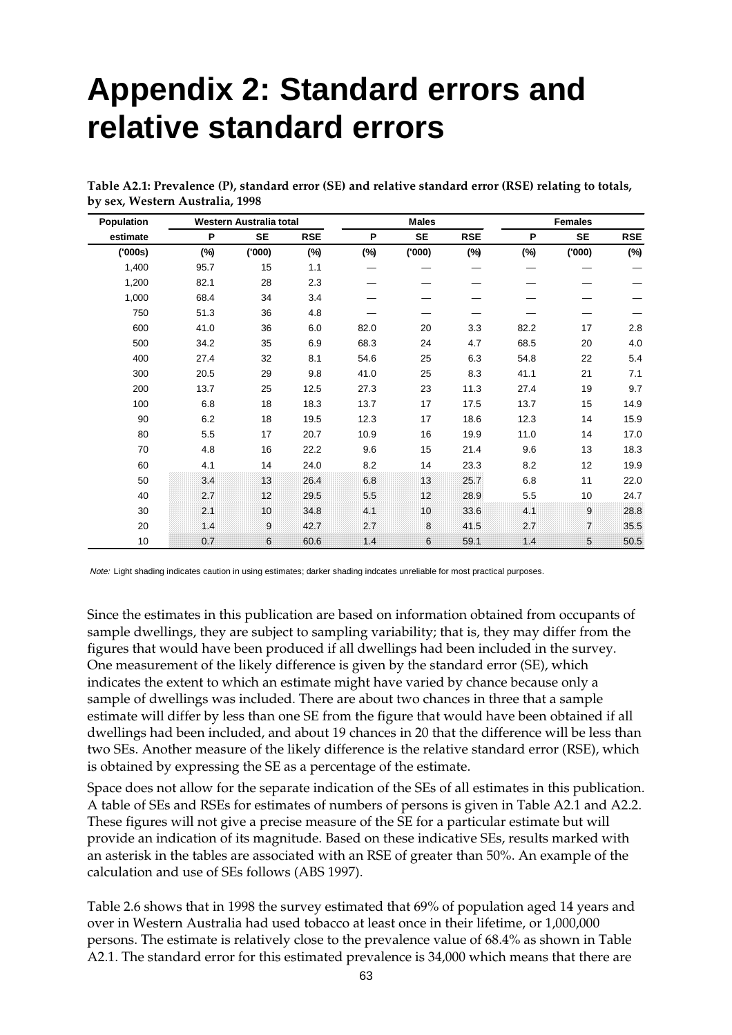# Appendix 2: Standard errors and relative standard errors

**Table A2.1: Prevalence (P), standard error (SE) and relative standard error (RSE) relating to totals, by sex, Western Australia, 1998**

| Population estimate | Western Australia total | | | Males | | | Females | | |
|---|---|---|---|---|---|---|---|---|---|
| | P | SE | RSE | P | SE | RSE | P | SE | RSE |
| ('000s) | (%) | ('000) | (%) | (%) | ('000) | (%) | (%) | ('000) | (%) |
| 1,400 | 95.7 | 15 | 1.1 | — | — | — | — | — | — |
| 1,200 | 82.1 | 28 | 2.3 | — | — | — | — | — | — |
| 1,000 | 68.4 | 34 | 3.4 | — | — | — | — | — | — |
| 750 | 51.3 | 36 | 4.8 | — | — | — | — | — | — |
| 600 | 41.0 | 36 | 6.0 | 82.0 | 20 | 3.3 | 82.2 | 17 | 2.8 |
| 500 | 34.2 | 35 | 6.9 | 68.3 | 24 | 4.7 | 68.5 | 20 | 4.0 |
| 400 | 27.4 | 32 | 8.1 | 54.6 | 25 | 6.3 | 54.8 | 22 | 5.4 |
| 300 | 20.5 | 29 | 9.8 | 41.0 | 25 | 8.3 | 41.1 | 21 | 7.1 |
| 200 | 13.7 | 25 | 12.5 | 27.3 | 23 | 11.3 | 27.4 | 19 | 9.7 |
| 100 | 6.8 | 18 | 18.3 | 13.7 | 17 | 17.5 | 13.7 | 15 | 14.9 |
| 90 | 6.2 | 18 | 19.5 | 12.3 | 17 | 18.6 | 12.3 | 14 | 15.9 |
| 80 | 5.5 | 17 | 20.7 | 10.9 | 16 | 19.9 | 11.0 | 14 | 17.0 |
| 70 | 4.8 | 16 | 22.2 | 9.6 | 15 | 21.4 | 9.6 | 13 | 18.3 |
| 60 | 4.1 | 14 | 24.0 | 8.2 | 14 | 23.3 | 8.2 | 12 | 19.9 |
| 50 | 3.4 | 13 | 26.4 | 6.8 | 13 | 25.7 | 6.8 | 11 | 22.0 |
| 40 | 2.7 | 12 | 29.5 | 5.5 | 12 | 28.9 | 5.5 | 10 | 24.7 |
| 30 | 2.1 | 10 | 34.8 | 4.1 | 10 | 33.6 | 4.1 | 9 | 28.8 |
| 20 | 1.4 | 9 | 42.7 | 2.7 | 8 | 41.5 | 2.7 | 7 | 35.5 |
| 10 | 0.7 | 6 | 60.6 | 1.4 | 6 | 59.1 | 1.4 | 5 | 50.5 |

*Note:* Light shading indicates caution in using estimates; darker shading indcates unreliable for most practical purposes.

Since the estimates in this publication are based on information obtained from occupants of sample dwellings, they are subject to sampling variability; that is, they may differ from the figures that would have been produced if all dwellings had been included in the survey. One measurement of the likely difference is given by the standard error (SE), which indicates the extent to which an estimate might have varied by chance because only a sample of dwellings was included. There are about two chances in three that a sample estimate will differ by less than one SE from the figure that would have been obtained if all dwellings had been included, and about 19 chances in 20 that the difference will be less than two SEs. Another measure of the likely difference is the relative standard error (RSE), which is obtained by expressing the SE as a percentage of the estimate.

Space does not allow for the separate indication of the SEs of all estimates in this publication. A table of SEs and RSEs for estimates of numbers of persons is given in Table A2.1 and A2.2. These figures will not give a precise measure of the SE for a particular estimate but will provide an indication of its magnitude. Based on these indicative SEs, results marked with an asterisk in the tables are associated with an RSE of greater than 50%. An example of the calculation and use of SEs follows (ABS 1997).

Table 2.6 shows that in 1998 the survey estimated that 69% of population aged 14 years and over in Western Australia had used tobacco at least once in their lifetime, or 1,000,000 persons. The estimate is relatively close to the prevalence value of 68.4% as shown in Table A2.1. The standard error for this estimated prevalence is 34,000 which means that there are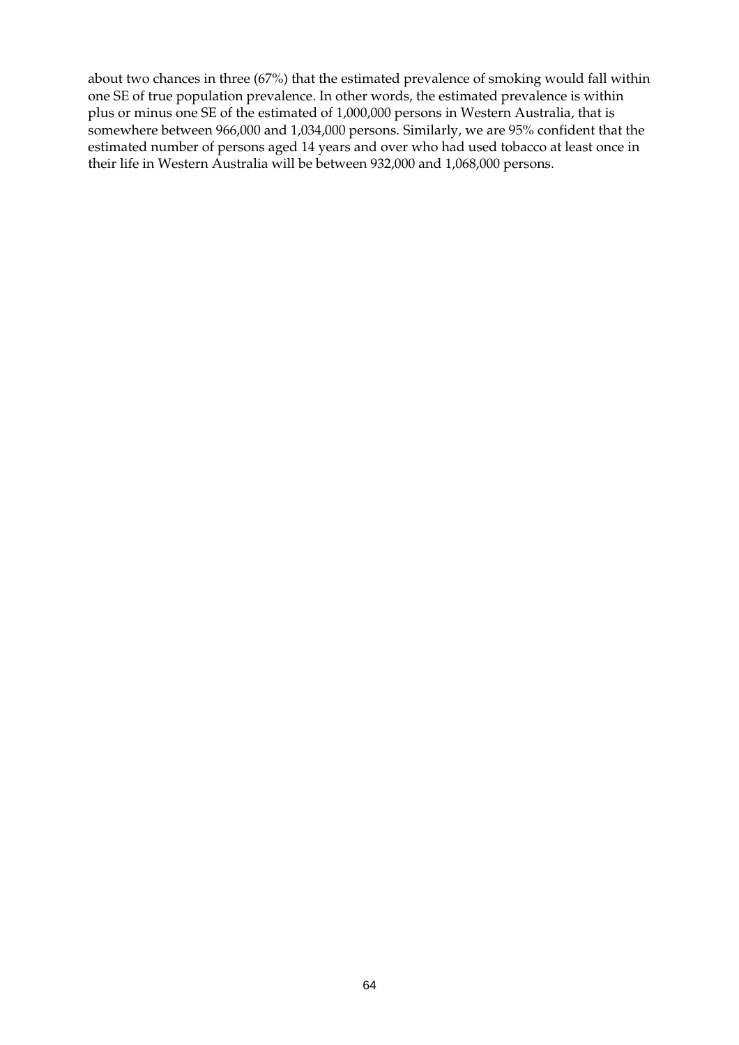about two chances in three (67%) that the estimated prevalence of smoking would fall within one SE of true population prevalence. In other words, the estimated prevalence is within plus or minus one SE of the estimated of 1,000,000 persons in Western Australia, that is somewhere between 966,000 and 1,034,000 persons. Similarly, we are 95% confident that the estimated number of persons aged 14 years and over who had used tobacco at least once in their life in Western Australia will be between 932,000 and 1,068,000 persons.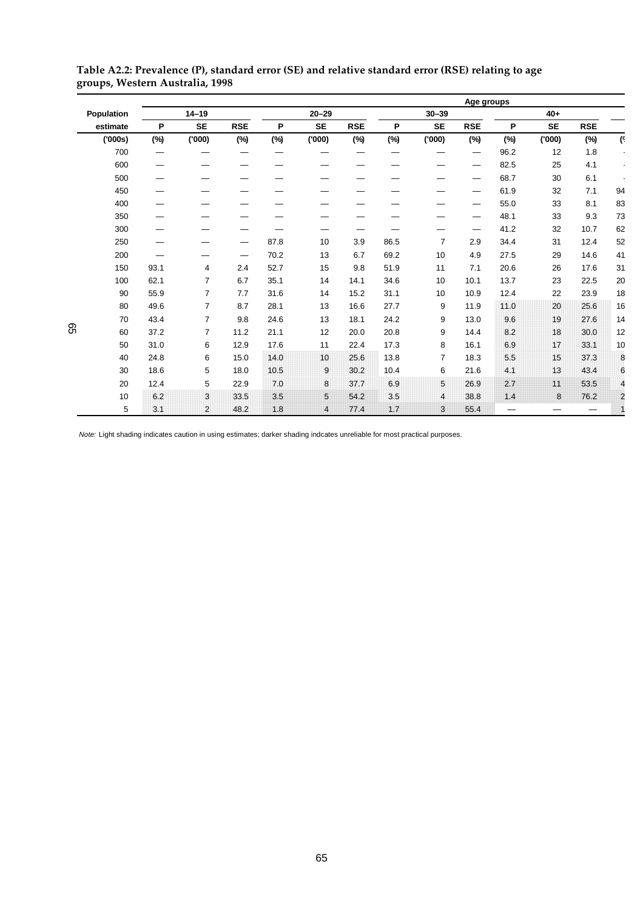**Table A2.2: Prevalence (P), standard error (SE) and relative standard error (RSE) relating to age groups, Western Australia, 1998**

| Population estimate | Age groups 14–19 | | | 20–29 | | | 30–39 | | | 40+ | | | |
|---|---|---|---|---|---|---|---|---|---|---|---|---|---|
| | P | SE | RSE | P | SE | RSE | P | SE | RSE | P | SE | RSE | |
| ('000s) | (%) | ('000) | (%) | (%) | ('000) | (%) | (%) | ('000) | (%) | (%) | ('000) | (%) | (% |
| 700 | — | — | — | — | — | — | — | — | — | 96.2 | 12 | 1.8 | - |
| 600 | — | — | — | — | — | — | — | — | — | 82.5 | 25 | 4.1 | - |
| 500 | — | — | — | — | — | — | — | — | — | 68.7 | 30 | 6.1 | - |
| 450 | — | — | — | — | — | — | — | — | — | 61.9 | 32 | 7.1 | 94 |
| 400 | — | — | — | — | — | — | — | — | — | 55.0 | 33 | 8.1 | 83 |
| 350 | — | — | — | — | — | — | — | — | — | 48.1 | 33 | 9.3 | 73 |
| 300 | — | — | — | — | — | — | — | — | — | 41.2 | 32 | 10.7 | 62 |
| 250 | — | — | — | 87.8 | 10 | 3.9 | 86.5 | 7 | 2.9 | 34.4 | 31 | 12.4 | 52 |
| 200 | — | — | — | 70.2 | 13 | 6.7 | 69.2 | 10 | 4.9 | 27.5 | 29 | 14.6 | 41 |
| 150 | 93.1 | 4 | 2.4 | 52.7 | 15 | 9.8 | 51.9 | 11 | 7.1 | 20.6 | 26 | 17.6 | 31 |
| 100 | 62.1 | 7 | 6.7 | 35.1 | 14 | 14.1 | 34.6 | 10 | 10.1 | 13.7 | 23 | 22.5 | 20 |
| 90 | 55.9 | 7 | 7.7 | 31.6 | 14 | 15.2 | 31.1 | 10 | 10.9 | 12.4 | 22 | 23.9 | 18 |
| 80 | 49.6 | 7 | 8.7 | 28.1 | 13 | 16.6 | 27.7 | 9 | 11.9 | 11.0 | 20 | 25.6 | 16 |
| 70 | 43.4 | 7 | 9.8 | 24.6 | 13 | 18.1 | 24.2 | 9 | 13.0 | 9.6 | 19 | 27.6 | 14 |
| 60 | 37.2 | 7 | 11.2 | 21.1 | 12 | 20.0 | 20.8 | 9 | 14.4 | 8.2 | 18 | 30.0 | 12 |
| 50 | 31.0 | 6 | 12.9 | 17.6 | 11 | 22.4 | 17.3 | 8 | 16.1 | 6.9 | 17 | 33.1 | 10 |
| 40 | 24.8 | 6 | 15.0 | 14.0 | 10 | 25.6 | 13.8 | 7 | 18.3 | 5.5 | 15 | 37.3 | 8 |
| 30 | 18.6 | 5 | 18.0 | 10.5 | 9 | 30.2 | 10.4 | 6 | 21.6 | 4.1 | 13 | 43.4 | 6 |
| 20 | 12.4 | 5 | 22.9 | 7.0 | 8 | 37.7 | 6.9 | 5 | 26.9 | 2.7 | 11 | 53.5 | 4 |
| 10 | 6.2 | 3 | 33.5 | 3.5 | 5 | 54.2 | 3.5 | 4 | 38.8 | 1.4 | 8 | 76.2 | 2 |
| 5 | 3.1 | 2 | 48.2 | 1.8 | 4 | 77.4 | 1.7 | 3 | 55.4 | — | — | — | 1 |

*Note:* Light shading indicates caution in using estimates; darker shading indcates unreliable for most practical purposes.